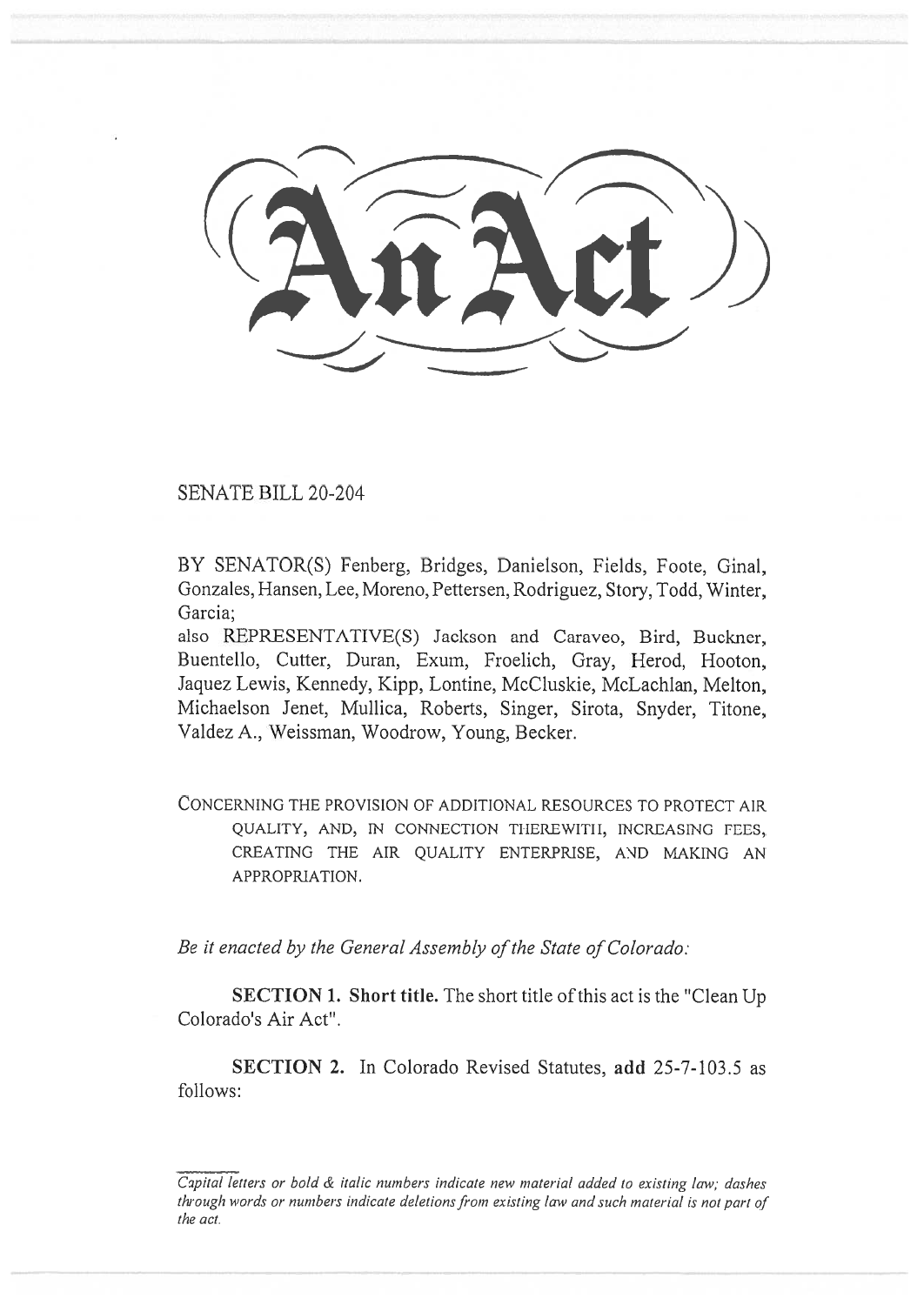# An Act

SENATE BILL 20-204

BY SENATOR(S) Fenberg, Bridges, Danielson, Fields, Foote, Ginal, Gonzales, Hansen, Lee, Moreno, Pettersen, Rodriguez, Story, Todd, Winter, Garcia;

also REPRESENTATIVE(S) Jackson and Caraveo, Bird, Buckner, Buentello, Cutter, Duran, Exum, Froelich, Gray, Herod, Hooton, Jaquez Lewis, Kennedy, Kipp, Lontine, McCluskie, McLachlan, Melton, Michaelson Jenet, Mullica, Roberts, Singer, Sirota, Snyder, Titone, Valdez A., Weissman, Woodrow, Young, Becker.

CONCERNING THE PROVISION OF ADDITIONAL RESOURCES TO PROTECT AIR QUALITY, AND, IN CONNECTION THEREWITH, INCREASING FEES, CREATING THE AIR QUALITY ENTERPRISE, AND MAKING AN APPROPRIATION.

*Be it enacted by the General Assembly of the State of Colorado:*

**SECTION 1. Short title.** The short title of this act is the "Clean Up Colorado's Air Act".

**SECTION 2.** In Colorado Revised Statutes, **add** 25-7-103.5 as follows:

*Capital letters or bold & italic numbers indicate new material added to existing law; dashes through words or numbers indicate deletions from existing law and such material is not part of the act.*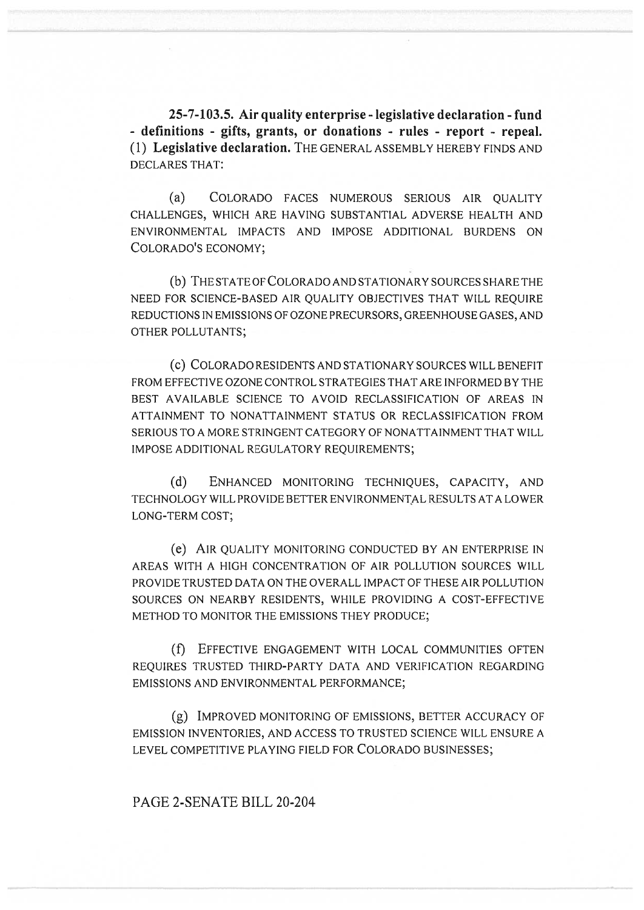**25-7-103.5. Air quality enterprise - legislative declaration - fund - definitions - gifts, grants, or donations - rules - report - repeal.** (1) **Legislative declaration.** THE GENERAL ASSEMBLY HEREBY FINDS AND DECLARES THAT:

(a) COLORADO FACES NUMEROUS SERIOUS AIR QUALITY CHALLENGES, WHICH ARE HAVING SUBSTANTIAL ADVERSE HEALTH AND ENVIRONMENTAL IMPACTS AND IMPOSE ADDITIONAL BURDENS ON COLORADO'S ECONOMY;

(b) THE STATE OF COLORADO AND STATIONARY SOURCES SHARE THE NEED FOR SCIENCE-BASED AIR QUALITY OBJECTIVES THAT WILL REQUIRE REDUCTIONS IN EMISSIONS OF OZONE PRECURSORS, GREENHOUSE GASES, AND OTHER POLLUTANTS;

(c) COLORADO RESIDENTS AND STATIONARY SOURCES WILL BENEFIT FROM EFFECTIVE OZONE CONTROL STRATEGIES THAT ARE INFORMED BY THE BEST AVAILABLE SCIENCE TO AVOID RECLASSIFICATION OF AREAS IN ATTAINMENT TO NONATTAINMENT STATUS OR RECLASSIFICATION FROM SERIOUS TO A MORE STRINGENT CATEGORY OF NONATTAINMENT THAT WILL IMPOSE ADDITIONAL REGULATORY REQUIREMENTS;

(d) ENHANCED MONITORING TECHNIQUES, CAPACITY, AND TECHNOLOGY WILL PROVIDE BETTER ENVIRONMENTAL RESULTS AT A LOWER LONG-TERM COST;

(e) AIR QUALITY MONITORING CONDUCTED BY AN ENTERPRISE IN AREAS WITH A HIGH CONCENTRATION OF AIR POLLUTION SOURCES WILL PROVIDE TRUSTED DATA ON THE OVERALL IMPACT OF THESE AIR POLLUTION SOURCES ON NEARBY RESIDENTS, WHILE PROVIDING A COST-EFFECTIVE METHOD TO MONITOR THE EMISSIONS THEY PRODUCE;

(f) EFFECTIVE ENGAGEMENT WITH LOCAL COMMUNITIES OFTEN REQUIRES TRUSTED THIRD-PARTY DATA AND VERIFICATION REGARDING EMISSIONS AND ENVIRONMENTAL PERFORMANCE;

(g) IMPROVED MONITORING OF EMISSIONS, BETTER ACCURACY OF EMISSION INVENTORIES, AND ACCESS TO TRUSTED SCIENCE WILL ENSURE A LEVEL COMPETITIVE PLAYING FIELD FOR COLORADO BUSINESSES;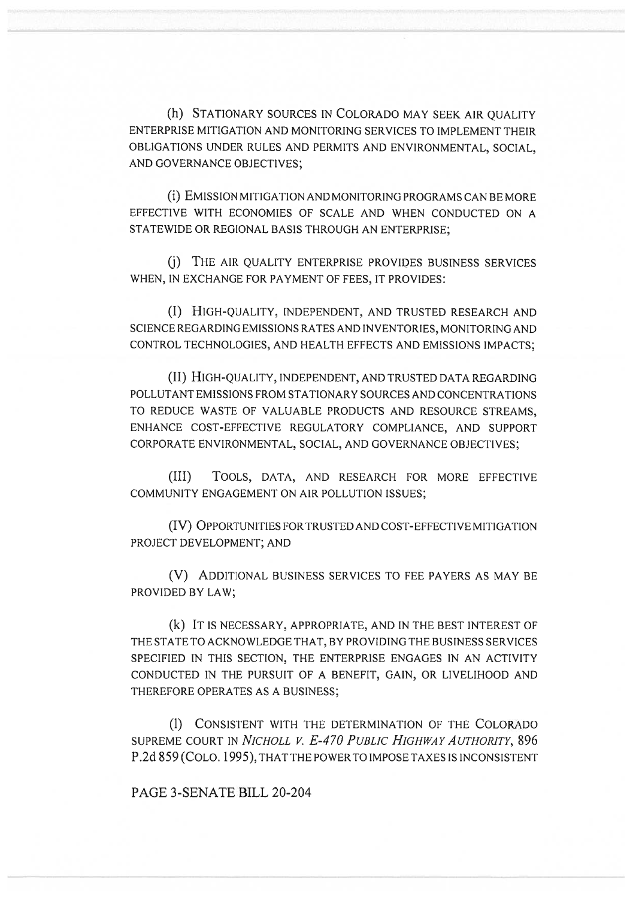(h) STATIONARY SOURCES IN COLORADO MAY SEEK AIR QUALITY ENTERPRISE MITIGATION AND MONITORING SERVICES TO IMPLEMENT THEIR OBLIGATIONS UNDER RULES AND PERMITS AND ENVIRONMENTAL, SOCIAL, AND GOVERNANCE OBJECTIVES;

(i) EMISSION MITIGATION AND MONITORING PROGRAMS CAN BE MORE EFFECTIVE WITH ECONOMIES OF SCALE AND WHEN CONDUCTED ON A STATEWIDE OR REGIONAL BASIS THROUGH AN ENTERPRISE;

(j) THE AIR QUALITY ENTERPRISE PROVIDES BUSINESS SERVICES WHEN, IN EXCHANGE FOR PAYMENT OF FEES, IT PROVIDES:

(I) HIGH-QUALITY, INDEPENDENT, AND TRUSTED RESEARCH AND SCIENCE REGARDING EMISSIONS RATES AND INVENTORIES, MONITORING AND CONTROL TECHNOLOGIES, AND HEALTH EFFECTS AND EMISSIONS IMPACTS;

(II) HIGH-QUALITY, INDEPENDENT, AND TRUSTED DATA REGARDING POLLUTANT EMISSIONS FROM STATIONARY SOURCES AND CONCENTRATIONS TO REDUCE WASTE OF VALUABLE PRODUCTS AND RESOURCE STREAMS, ENHANCE COST-EFFECTIVE REGULATORY COMPLIANCE, AND SUPPORT CORPORATE ENVIRONMENTAL, SOCIAL, AND GOVERNANCE OBJECTIVES;

(III) TOOLS, DATA, AND RESEARCH FOR MORE EFFECTIVE COMMUNITY ENGAGEMENT ON AIR POLLUTION ISSUES;

(IV) OPPORTUNITIES FOR TRUSTED AND COST-EFFECTIVE MITIGATION PROJECT DEVELOPMENT; AND

(V) ADDITIONAL BUSINESS SERVICES TO FEE PAYERS AS MAY BE PROVIDED BY LAW;

(k) IT IS NECESSARY, APPROPRIATE, AND IN THE BEST INTEREST OF THE STATE TO ACKNOWLEDGE THAT, BY PROVIDING THE BUSINESS SERVICES SPECIFIED IN THIS SECTION, THE ENTERPRISE ENGAGES IN AN ACTIVITY CONDUCTED IN THE PURSUIT OF A BENEFIT, GAIN, OR LIVELIHOOD AND THEREFORE OPERATES AS A BUSINESS;

(l) CONSISTENT WITH THE DETERMINATION OF THE COLORADO SUPREME COURT IN *NICHOLL V. E-470 PUBLIC HIGHWAY AUTHORITY*, 896 P.2d 859 (COLO. 1995), THAT THE POWER TO IMPOSE TAXES IS INCONSISTENT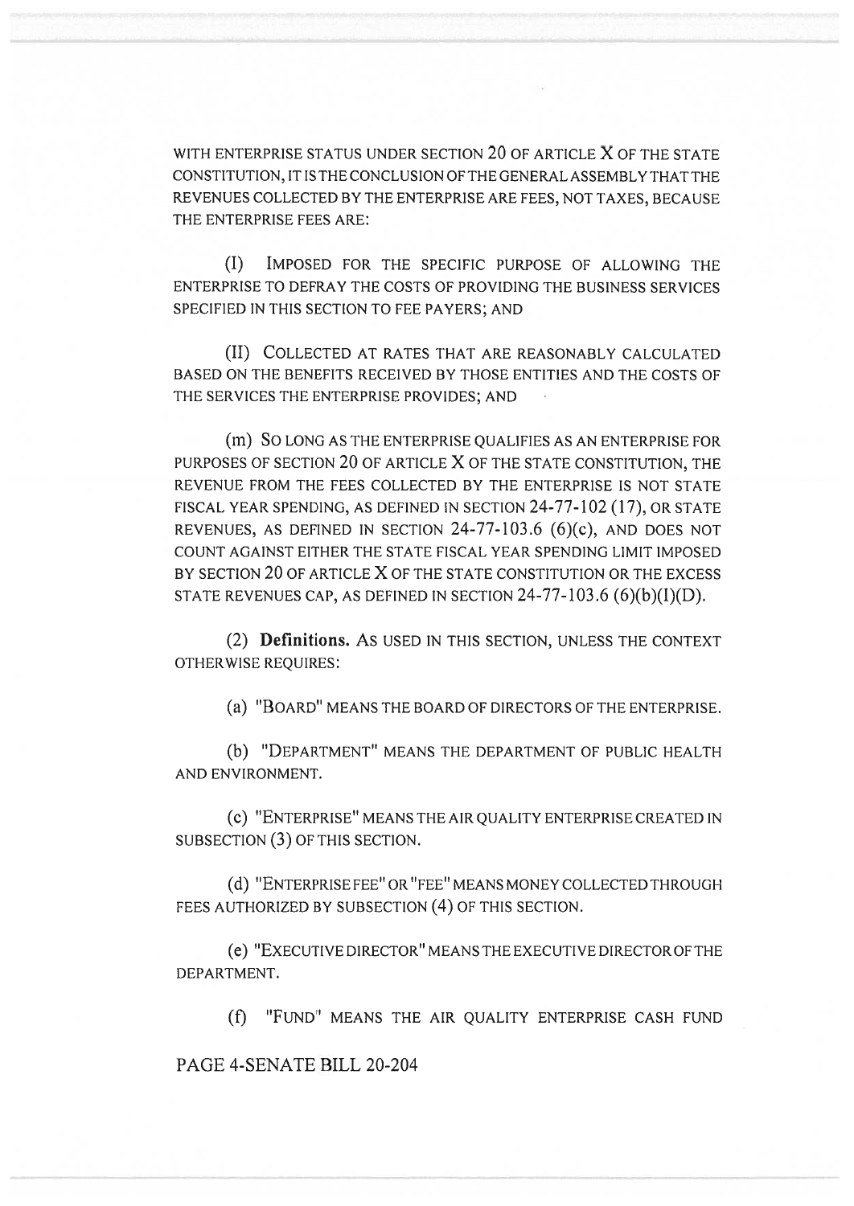WITH ENTERPRISE STATUS UNDER SECTION 20 OF ARTICLE X OF THE STATE CONSTITUTION, IT IS THE CONCLUSION OF THE GENERAL ASSEMBLY THAT THE REVENUES COLLECTED BY THE ENTERPRISE ARE FEES, NOT TAXES, BECAUSE THE ENTERPRISE FEES ARE:

(I) IMPOSED FOR THE SPECIFIC PURPOSE OF ALLOWING THE ENTERPRISE TO DEFRAY THE COSTS OF PROVIDING THE BUSINESS SERVICES SPECIFIED IN THIS SECTION TO FEE PAYERS; AND

(II) COLLECTED AT RATES THAT ARE REASONABLY CALCULATED BASED ON THE BENEFITS RECEIVED BY THOSE ENTITIES AND THE COSTS OF THE SERVICES THE ENTERPRISE PROVIDES; AND

(m) SO LONG AS THE ENTERPRISE QUALIFIES AS AN ENTERPRISE FOR PURPOSES OF SECTION 20 OF ARTICLE X OF THE STATE CONSTITUTION, THE REVENUE FROM THE FEES COLLECTED BY THE ENTERPRISE IS NOT STATE FISCAL YEAR SPENDING, AS DEFINED IN SECTION 24-77-102 (17), OR STATE REVENUES, AS DEFINED IN SECTION 24-77-103.6 (6)(c), AND DOES NOT COUNT AGAINST EITHER THE STATE FISCAL YEAR SPENDING LIMIT IMPOSED BY SECTION 20 OF ARTICLE X OF THE STATE CONSTITUTION OR THE EXCESS STATE REVENUES CAP, AS DEFINED IN SECTION 24-77-103.6 (6)(b)(I)(D).

(2) **Definitions.** AS USED IN THIS SECTION, UNLESS THE CONTEXT OTHERWISE REQUIRES:

(a) "BOARD" MEANS THE BOARD OF DIRECTORS OF THE ENTERPRISE.

(b) "DEPARTMENT" MEANS THE DEPARTMENT OF PUBLIC HEALTH AND ENVIRONMENT.

(c) "ENTERPRISE" MEANS THE AIR QUALITY ENTERPRISE CREATED IN SUBSECTION (3) OF THIS SECTION.

(d) "ENTERPRISE FEE" OR "FEE" MEANS MONEY COLLECTED THROUGH FEES AUTHORIZED BY SUBSECTION (4) OF THIS SECTION.

(e) "EXECUTIVE DIRECTOR" MEANS THE EXECUTIVE DIRECTOR OF THE DEPARTMENT.

(f) "FUND" MEANS THE AIR QUALITY ENTERPRISE CASH FUND

PAGE 4-SENATE BILL 20-204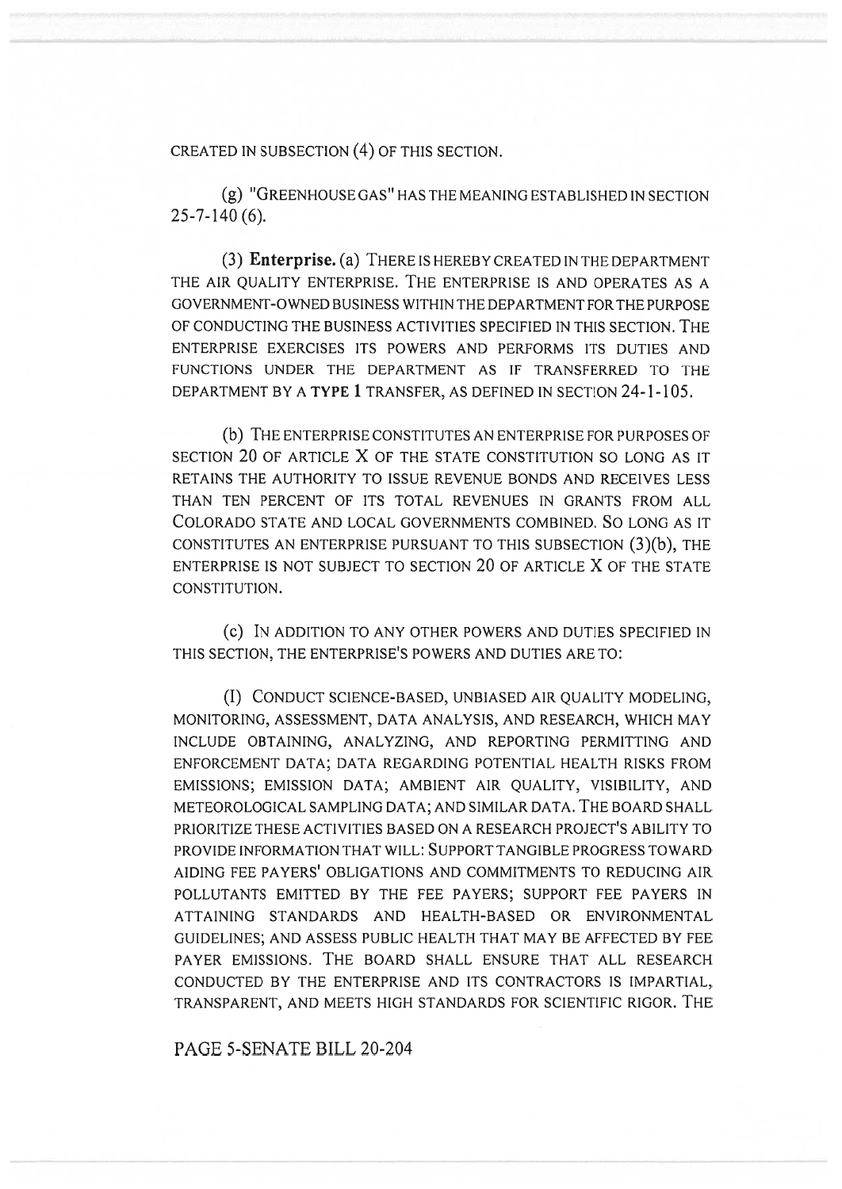CREATED IN SUBSECTION (4) OF THIS SECTION.

(g) "GREENHOUSE GAS" HAS THE MEANING ESTABLISHED IN SECTION 25-7-140 (6).

(3) **Enterprise.** (a) THERE IS HEREBY CREATED IN THE DEPARTMENT THE AIR QUALITY ENTERPRISE. THE ENTERPRISE IS AND OPERATES AS A GOVERNMENT-OWNED BUSINESS WITHIN THE DEPARTMENT FOR THE PURPOSE OF CONDUCTING THE BUSINESS ACTIVITIES SPECIFIED IN THIS SECTION. THE ENTERPRISE EXERCISES ITS POWERS AND PERFORMS ITS DUTIES AND FUNCTIONS UNDER THE DEPARTMENT AS IF TRANSFERRED TO THE DEPARTMENT BY A **TYPE 1** TRANSFER, AS DEFINED IN SECTION 24-1-105.

(b) THE ENTERPRISE CONSTITUTES AN ENTERPRISE FOR PURPOSES OF SECTION 20 OF ARTICLE X OF THE STATE CONSTITUTION SO LONG AS IT RETAINS THE AUTHORITY TO ISSUE REVENUE BONDS AND RECEIVES LESS THAN TEN PERCENT OF ITS TOTAL REVENUES IN GRANTS FROM ALL COLORADO STATE AND LOCAL GOVERNMENTS COMBINED. SO LONG AS IT CONSTITUTES AN ENTERPRISE PURSUANT TO THIS SUBSECTION (3)(b), THE ENTERPRISE IS NOT SUBJECT TO SECTION 20 OF ARTICLE X OF THE STATE CONSTITUTION.

(c) IN ADDITION TO ANY OTHER POWERS AND DUTIES SPECIFIED IN THIS SECTION, THE ENTERPRISE'S POWERS AND DUTIES ARE TO:

(I) CONDUCT SCIENCE-BASED, UNBIASED AIR QUALITY MODELING, MONITORING, ASSESSMENT, DATA ANALYSIS, AND RESEARCH, WHICH MAY INCLUDE OBTAINING, ANALYZING, AND REPORTING PERMITTING AND ENFORCEMENT DATA; DATA REGARDING POTENTIAL HEALTH RISKS FROM EMISSIONS; EMISSION DATA; AMBIENT AIR QUALITY, VISIBILITY, AND METEOROLOGICAL SAMPLING DATA; AND SIMILAR DATA. THE BOARD SHALL PRIORITIZE THESE ACTIVITIES BASED ON A RESEARCH PROJECT'S ABILITY TO PROVIDE INFORMATION THAT WILL: SUPPORT TANGIBLE PROGRESS TOWARD AIDING FEE PAYERS' OBLIGATIONS AND COMMITMENTS TO REDUCING AIR POLLUTANTS EMITTED BY THE FEE PAYERS; SUPPORT FEE PAYERS IN ATTAINING STANDARDS AND HEALTH-BASED OR ENVIRONMENTAL GUIDELINES; AND ASSESS PUBLIC HEALTH THAT MAY BE AFFECTED BY FEE PAYER EMISSIONS. THE BOARD SHALL ENSURE THAT ALL RESEARCH CONDUCTED BY THE ENTERPRISE AND ITS CONTRACTORS IS IMPARTIAL, TRANSPARENT, AND MEETS HIGH STANDARDS FOR SCIENTIFIC RIGOR. THE

PAGE 5-SENATE BILL 20-204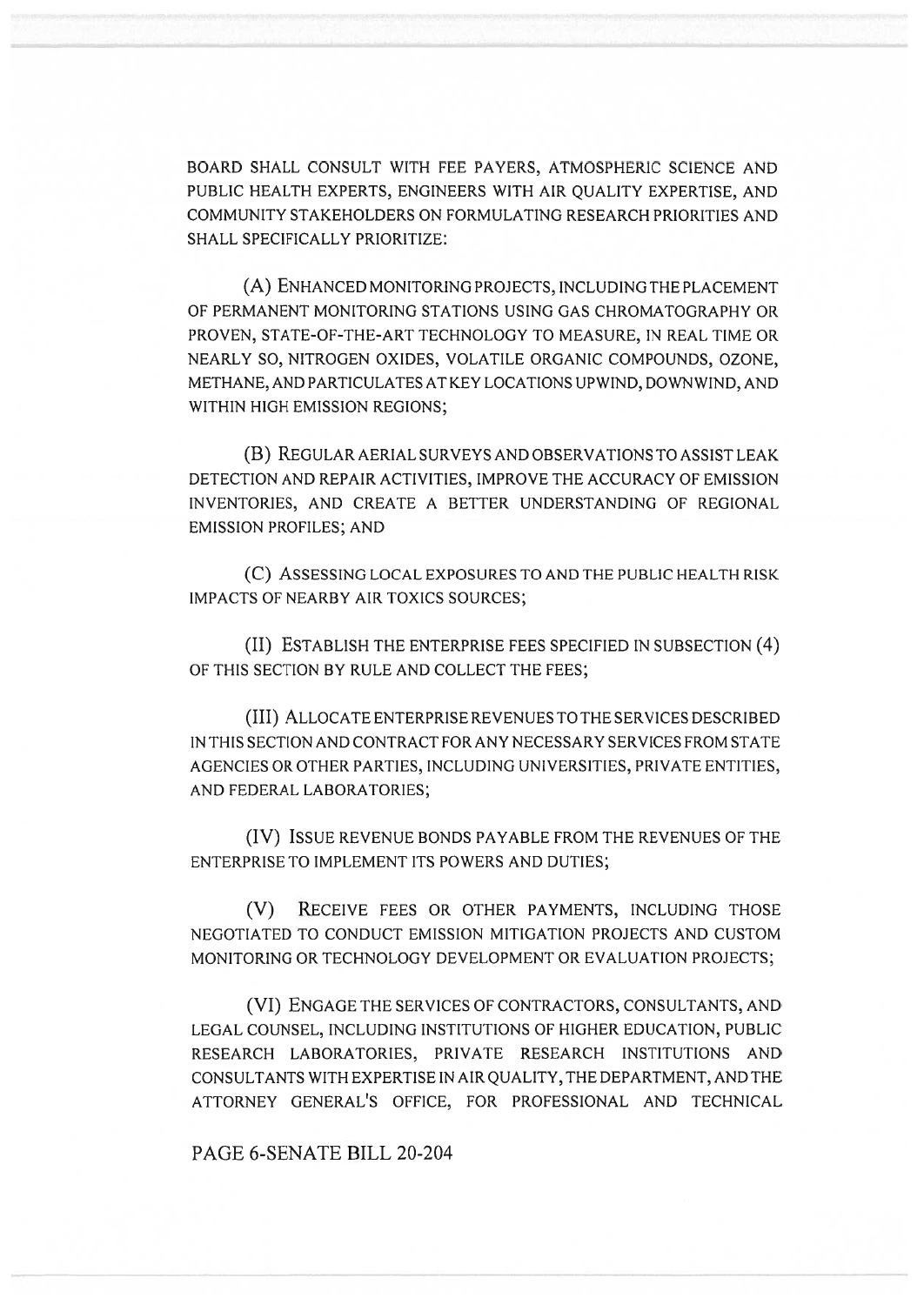BOARD SHALL CONSULT WITH FEE PAYERS, ATMOSPHERIC SCIENCE AND PUBLIC HEALTH EXPERTS, ENGINEERS WITH AIR QUALITY EXPERTISE, AND COMMUNITY STAKEHOLDERS ON FORMULATING RESEARCH PRIORITIES AND SHALL SPECIFICALLY PRIORITIZE:

(A) ENHANCED MONITORING PROJECTS, INCLUDING THE PLACEMENT OF PERMANENT MONITORING STATIONS USING GAS CHROMATOGRAPHY OR PROVEN, STATE-OF-THE-ART TECHNOLOGY TO MEASURE, IN REAL TIME OR NEARLY SO, NITROGEN OXIDES, VOLATILE ORGANIC COMPOUNDS, OZONE, METHANE, AND PARTICULATES AT KEY LOCATIONS UPWIND, DOWNWIND, AND WITHIN HIGH EMISSION REGIONS;

(B) REGULAR AERIAL SURVEYS AND OBSERVATIONS TO ASSIST LEAK DETECTION AND REPAIR ACTIVITIES, IMPROVE THE ACCURACY OF EMISSION INVENTORIES, AND CREATE A BETTER UNDERSTANDING OF REGIONAL EMISSION PROFILES; AND

(C) ASSESSING LOCAL EXPOSURES TO AND THE PUBLIC HEALTH RISK IMPACTS OF NEARBY AIR TOXICS SOURCES;

(II) ESTABLISH THE ENTERPRISE FEES SPECIFIED IN SUBSECTION (4) OF THIS SECTION BY RULE AND COLLECT THE FEES;

(III) ALLOCATE ENTERPRISE REVENUES TO THE SERVICES DESCRIBED IN THIS SECTION AND CONTRACT FOR ANY NECESSARY SERVICES FROM STATE AGENCIES OR OTHER PARTIES, INCLUDING UNIVERSITIES, PRIVATE ENTITIES, AND FEDERAL LABORATORIES;

(IV) ISSUE REVENUE BONDS PAYABLE FROM THE REVENUES OF THE ENTERPRISE TO IMPLEMENT ITS POWERS AND DUTIES;

(V) RECEIVE FEES OR OTHER PAYMENTS, INCLUDING THOSE NEGOTIATED TO CONDUCT EMISSION MITIGATION PROJECTS AND CUSTOM MONITORING OR TECHNOLOGY DEVELOPMENT OR EVALUATION PROJECTS;

(VI) ENGAGE THE SERVICES OF CONTRACTORS, CONSULTANTS, AND LEGAL COUNSEL, INCLUDING INSTITUTIONS OF HIGHER EDUCATION, PUBLIC RESEARCH LABORATORIES, PRIVATE RESEARCH INSTITUTIONS AND CONSULTANTS WITH EXPERTISE IN AIR QUALITY, THE DEPARTMENT, AND THE ATTORNEY GENERAL'S OFFICE, FOR PROFESSIONAL AND TECHNICAL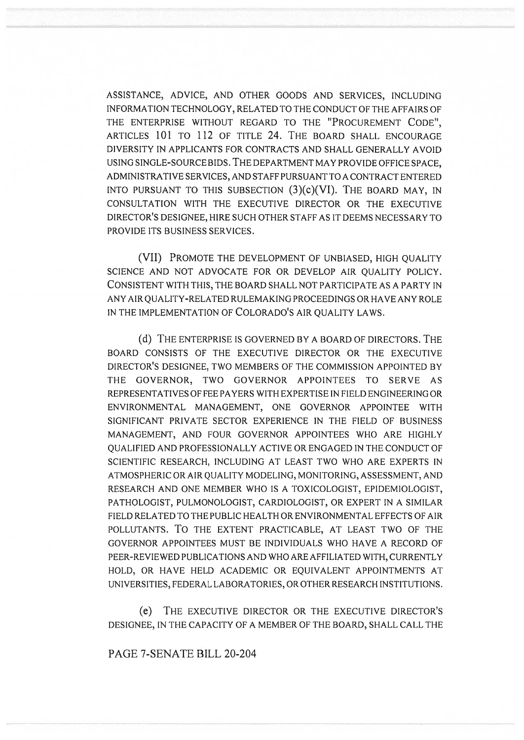ASSISTANCE, ADVICE, AND OTHER GOODS AND SERVICES, INCLUDING INFORMATION TECHNOLOGY, RELATED TO THE CONDUCT OF THE AFFAIRS OF THE ENTERPRISE WITHOUT REGARD TO THE "PROCUREMENT CODE", ARTICLES 101 TO 112 OF TITLE 24. THE BOARD SHALL ENCOURAGE DIVERSITY IN APPLICANTS FOR CONTRACTS AND SHALL GENERALLY AVOID USING SINGLE-SOURCE BIDS. THE DEPARTMENT MAY PROVIDE OFFICE SPACE, ADMINISTRATIVE SERVICES, AND STAFF PURSUANT TO A CONTRACT ENTERED INTO PURSUANT TO THIS SUBSECTION (3)(c)(VI). THE BOARD MAY, IN CONSULTATION WITH THE EXECUTIVE DIRECTOR OR THE EXECUTIVE DIRECTOR'S DESIGNEE, HIRE SUCH OTHER STAFF AS IT DEEMS NECESSARY TO PROVIDE ITS BUSINESS SERVICES.

(VII) PROMOTE THE DEVELOPMENT OF UNBIASED, HIGH QUALITY SCIENCE AND NOT ADVOCATE FOR OR DEVELOP AIR QUALITY POLICY. CONSISTENT WITH THIS, THE BOARD SHALL NOT PARTICIPATE AS A PARTY IN ANY AIR QUALITY-RELATED RULEMAKING PROCEEDINGS OR HAVE ANY ROLE IN THE IMPLEMENTATION OF COLORADO'S AIR QUALITY LAWS.

(d) THE ENTERPRISE IS GOVERNED BY A BOARD OF DIRECTORS. THE BOARD CONSISTS OF THE EXECUTIVE DIRECTOR OR THE EXECUTIVE DIRECTOR'S DESIGNEE, TWO MEMBERS OF THE COMMISSION APPOINTED BY THE GOVERNOR, TWO GOVERNOR APPOINTEES TO SERVE AS REPRESENTATIVES OF FEE PAYERS WITH EXPERTISE IN FIELD ENGINEERING OR ENVIRONMENTAL MANAGEMENT, ONE GOVERNOR APPOINTEE WITH SIGNIFICANT PRIVATE SECTOR EXPERIENCE IN THE FIELD OF BUSINESS MANAGEMENT, AND FOUR GOVERNOR APPOINTEES WHO ARE HIGHLY QUALIFIED AND PROFESSIONALLY ACTIVE OR ENGAGED IN THE CONDUCT OF SCIENTIFIC RESEARCH, INCLUDING AT LEAST TWO WHO ARE EXPERTS IN ATMOSPHERIC OR AIR QUALITY MODELING, MONITORING, ASSESSMENT, AND RESEARCH AND ONE MEMBER WHO IS A TOXICOLOGIST, EPIDEMIOLOGIST, PATHOLOGIST, PULMONOLOGIST, CARDIOLOGIST, OR EXPERT IN A SIMILAR FIELD RELATED TO THE PUBLIC HEALTH OR ENVIRONMENTAL EFFECTS OF AIR POLLUTANTS. TO THE EXTENT PRACTICABLE, AT LEAST TWO OF THE GOVERNOR APPOINTEES MUST BE INDIVIDUALS WHO HAVE A RECORD OF PEER-REVIEWED PUBLICATIONS AND WHO ARE AFFILIATED WITH, CURRENTLY HOLD, OR HAVE HELD ACADEMIC OR EQUIVALENT APPOINTMENTS AT UNIVERSITIES, FEDERAL LABORATORIES, OR OTHER RESEARCH INSTITUTIONS.

(e) THE EXECUTIVE DIRECTOR OR THE EXECUTIVE DIRECTOR'S DESIGNEE, IN THE CAPACITY OF A MEMBER OF THE BOARD, SHALL CALL THE

PAGE 7-SENATE BILL 20-204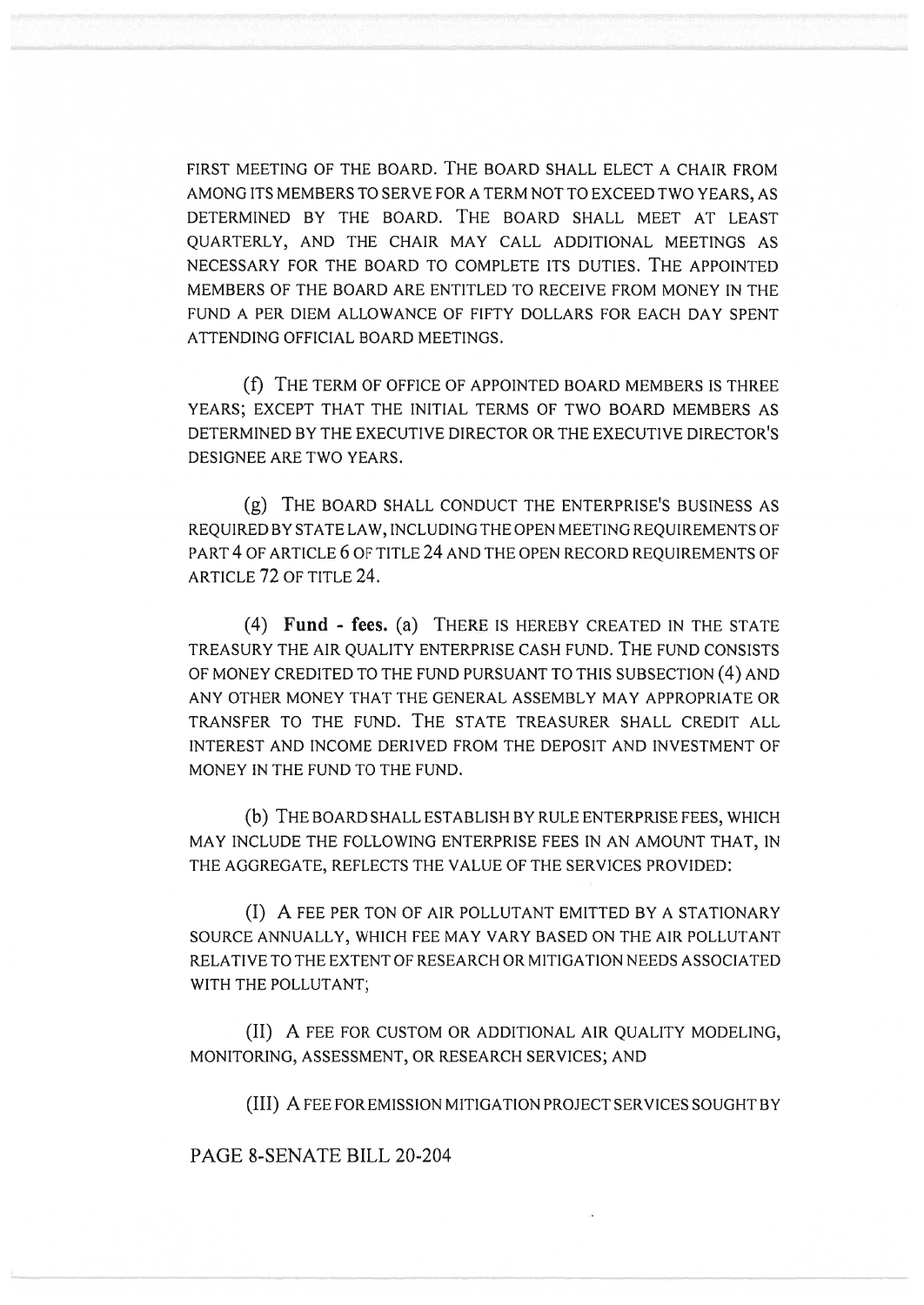FIRST MEETING OF THE BOARD. THE BOARD SHALL ELECT A CHAIR FROM AMONG ITS MEMBERS TO SERVE FOR A TERM NOT TO EXCEED TWO YEARS, AS DETERMINED BY THE BOARD. THE BOARD SHALL MEET AT LEAST QUARTERLY, AND THE CHAIR MAY CALL ADDITIONAL MEETINGS AS NECESSARY FOR THE BOARD TO COMPLETE ITS DUTIES. THE APPOINTED MEMBERS OF THE BOARD ARE ENTITLED TO RECEIVE FROM MONEY IN THE FUND A PER DIEM ALLOWANCE OF FIFTY DOLLARS FOR EACH DAY SPENT ATTENDING OFFICIAL BOARD MEETINGS.

(f) THE TERM OF OFFICE OF APPOINTED BOARD MEMBERS IS THREE YEARS; EXCEPT THAT THE INITIAL TERMS OF TWO BOARD MEMBERS AS DETERMINED BY THE EXECUTIVE DIRECTOR OR THE EXECUTIVE DIRECTOR'S DESIGNEE ARE TWO YEARS.

(g) THE BOARD SHALL CONDUCT THE ENTERPRISE'S BUSINESS AS REQUIRED BY STATE LAW, INCLUDING THE OPEN MEETING REQUIREMENTS OF PART 4 OF ARTICLE 6 OF TITLE 24 AND THE OPEN RECORD REQUIREMENTS OF ARTICLE 72 OF TITLE 24.

(4) **Fund - fees.** (a) THERE IS HEREBY CREATED IN THE STATE TREASURY THE AIR QUALITY ENTERPRISE CASH FUND. THE FUND CONSISTS OF MONEY CREDITED TO THE FUND PURSUANT TO THIS SUBSECTION (4) AND ANY OTHER MONEY THAT THE GENERAL ASSEMBLY MAY APPROPRIATE OR TRANSFER TO THE FUND. THE STATE TREASURER SHALL CREDIT ALL INTEREST AND INCOME DERIVED FROM THE DEPOSIT AND INVESTMENT OF MONEY IN THE FUND TO THE FUND.

(b) THE BOARD SHALL ESTABLISH BY RULE ENTERPRISE FEES, WHICH MAY INCLUDE THE FOLLOWING ENTERPRISE FEES IN AN AMOUNT THAT, IN THE AGGREGATE, REFLECTS THE VALUE OF THE SERVICES PROVIDED:

(I) A FEE PER TON OF AIR POLLUTANT EMITTED BY A STATIONARY SOURCE ANNUALLY, WHICH FEE MAY VARY BASED ON THE AIR POLLUTANT RELATIVE TO THE EXTENT OF RESEARCH OR MITIGATION NEEDS ASSOCIATED WITH THE POLLUTANT;

(II) A FEE FOR CUSTOM OR ADDITIONAL AIR QUALITY MODELING, MONITORING, ASSESSMENT, OR RESEARCH SERVICES; AND

(III) A FEE FOR EMISSION MITIGATION PROJECT SERVICES SOUGHT BY

PAGE 8-SENATE BILL 20-204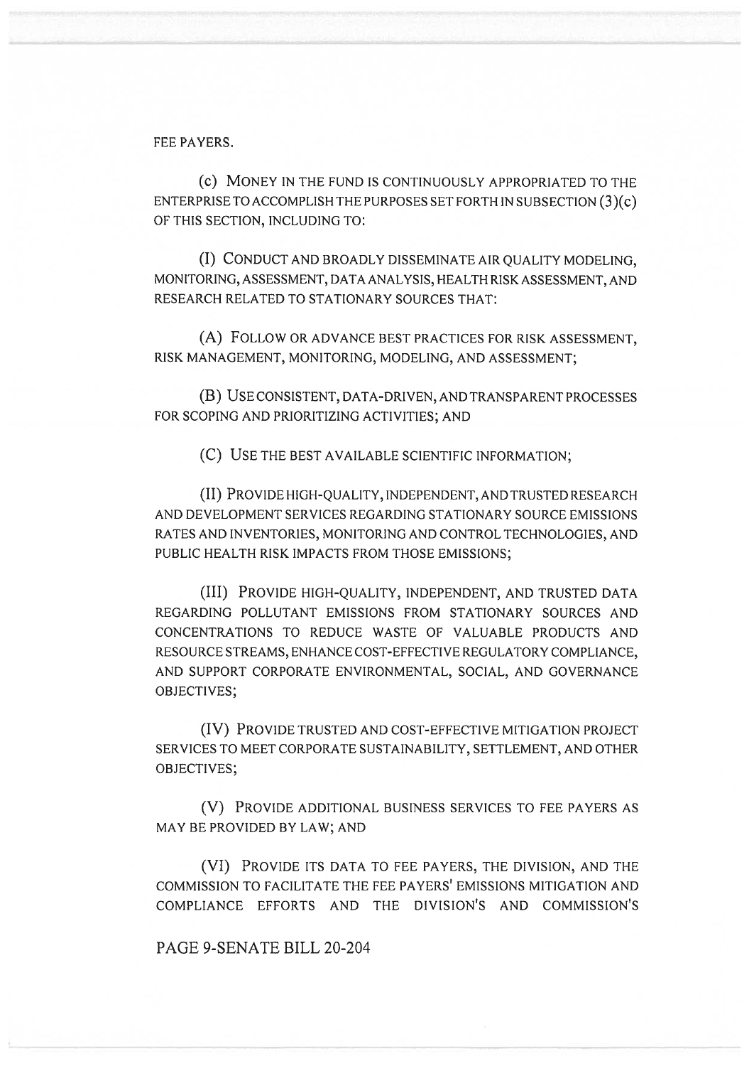FEE PAYERS.

(c) MONEY IN THE FUND IS CONTINUOUSLY APPROPRIATED TO THE ENTERPRISE TO ACCOMPLISH THE PURPOSES SET FORTH IN SUBSECTION (3)(c) OF THIS SECTION, INCLUDING TO:

(I) CONDUCT AND BROADLY DISSEMINATE AIR QUALITY MODELING, MONITORING, ASSESSMENT, DATA ANALYSIS, HEALTH RISK ASSESSMENT, AND RESEARCH RELATED TO STATIONARY SOURCES THAT:

(A) FOLLOW OR ADVANCE BEST PRACTICES FOR RISK ASSESSMENT, RISK MANAGEMENT, MONITORING, MODELING, AND ASSESSMENT;

(B) USE CONSISTENT, DATA-DRIVEN, AND TRANSPARENT PROCESSES FOR SCOPING AND PRIORITIZING ACTIVITIES; AND

(C) USE THE BEST AVAILABLE SCIENTIFIC INFORMATION;

(II) PROVIDE HIGH-QUALITY, INDEPENDENT, AND TRUSTED RESEARCH AND DEVELOPMENT SERVICES REGARDING STATIONARY SOURCE EMISSIONS RATES AND INVENTORIES, MONITORING AND CONTROL TECHNOLOGIES, AND PUBLIC HEALTH RISK IMPACTS FROM THOSE EMISSIONS;

(III) PROVIDE HIGH-QUALITY, INDEPENDENT, AND TRUSTED DATA REGARDING POLLUTANT EMISSIONS FROM STATIONARY SOURCES AND CONCENTRATIONS TO REDUCE WASTE OF VALUABLE PRODUCTS AND RESOURCE STREAMS, ENHANCE COST-EFFECTIVE REGULATORY COMPLIANCE, AND SUPPORT CORPORATE ENVIRONMENTAL, SOCIAL, AND GOVERNANCE OBJECTIVES;

(IV) PROVIDE TRUSTED AND COST-EFFECTIVE MITIGATION PROJECT SERVICES TO MEET CORPORATE SUSTAINABILITY, SETTLEMENT, AND OTHER OBJECTIVES;

(V) PROVIDE ADDITIONAL BUSINESS SERVICES TO FEE PAYERS AS MAY BE PROVIDED BY LAW; AND

(VI) PROVIDE ITS DATA TO FEE PAYERS, THE DIVISION, AND THE COMMISSION TO FACILITATE THE FEE PAYERS' EMISSIONS MITIGATION AND COMPLIANCE EFFORTS AND THE DIVISION'S AND COMMISSION'S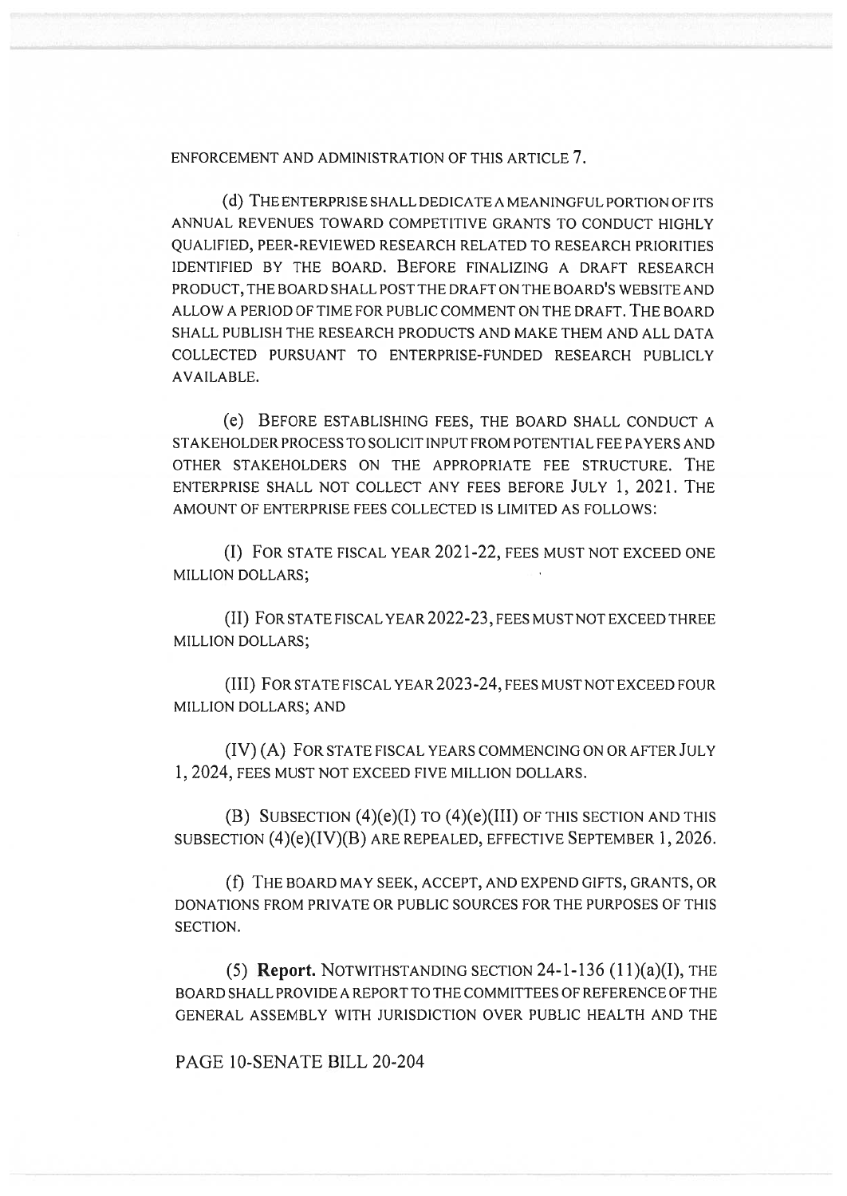ENFORCEMENT AND ADMINISTRATION OF THIS ARTICLE 7.

(d) THE ENTERPRISE SHALL DEDICATE A MEANINGFUL PORTION OF ITS ANNUAL REVENUES TOWARD COMPETITIVE GRANTS TO CONDUCT HIGHLY QUALIFIED, PEER-REVIEWED RESEARCH RELATED TO RESEARCH PRIORITIES IDENTIFIED BY THE BOARD. BEFORE FINALIZING A DRAFT RESEARCH PRODUCT, THE BOARD SHALL POST THE DRAFT ON THE BOARD'S WEBSITE AND ALLOW A PERIOD OF TIME FOR PUBLIC COMMENT ON THE DRAFT. THE BOARD SHALL PUBLISH THE RESEARCH PRODUCTS AND MAKE THEM AND ALL DATA COLLECTED PURSUANT TO ENTERPRISE-FUNDED RESEARCH PUBLICLY AVAILABLE.

(e) BEFORE ESTABLISHING FEES, THE BOARD SHALL CONDUCT A STAKEHOLDER PROCESS TO SOLICIT INPUT FROM POTENTIAL FEE PAYERS AND OTHER STAKEHOLDERS ON THE APPROPRIATE FEE STRUCTURE. THE ENTERPRISE SHALL NOT COLLECT ANY FEES BEFORE JULY 1, 2021. THE AMOUNT OF ENTERPRISE FEES COLLECTED IS LIMITED AS FOLLOWS:

(I) FOR STATE FISCAL YEAR 2021-22, FEES MUST NOT EXCEED ONE MILLION DOLLARS;

(II) FOR STATE FISCAL YEAR 2022-23, FEES MUST NOT EXCEED THREE MILLION DOLLARS;

(III) FOR STATE FISCAL YEAR 2023-24, FEES MUST NOT EXCEED FOUR MILLION DOLLARS; AND

(IV) (A) FOR STATE FISCAL YEARS COMMENCING ON OR AFTER JULY 1, 2024, FEES MUST NOT EXCEED FIVE MILLION DOLLARS.

(B) SUBSECTION (4)(e)(I) TO (4)(e)(III) OF THIS SECTION AND THIS SUBSECTION (4)(e)(IV)(B) ARE REPEALED, EFFECTIVE SEPTEMBER 1, 2026.

(f) THE BOARD MAY SEEK, ACCEPT, AND EXPEND GIFTS, GRANTS, OR DONATIONS FROM PRIVATE OR PUBLIC SOURCES FOR THE PURPOSES OF THIS SECTION.

(5) **Report.** NOTWITHSTANDING SECTION 24-1-136 (11)(a)(I), THE BOARD SHALL PROVIDE A REPORT TO THE COMMITTEES OF REFERENCE OF THE GENERAL ASSEMBLY WITH JURISDICTION OVER PUBLIC HEALTH AND THE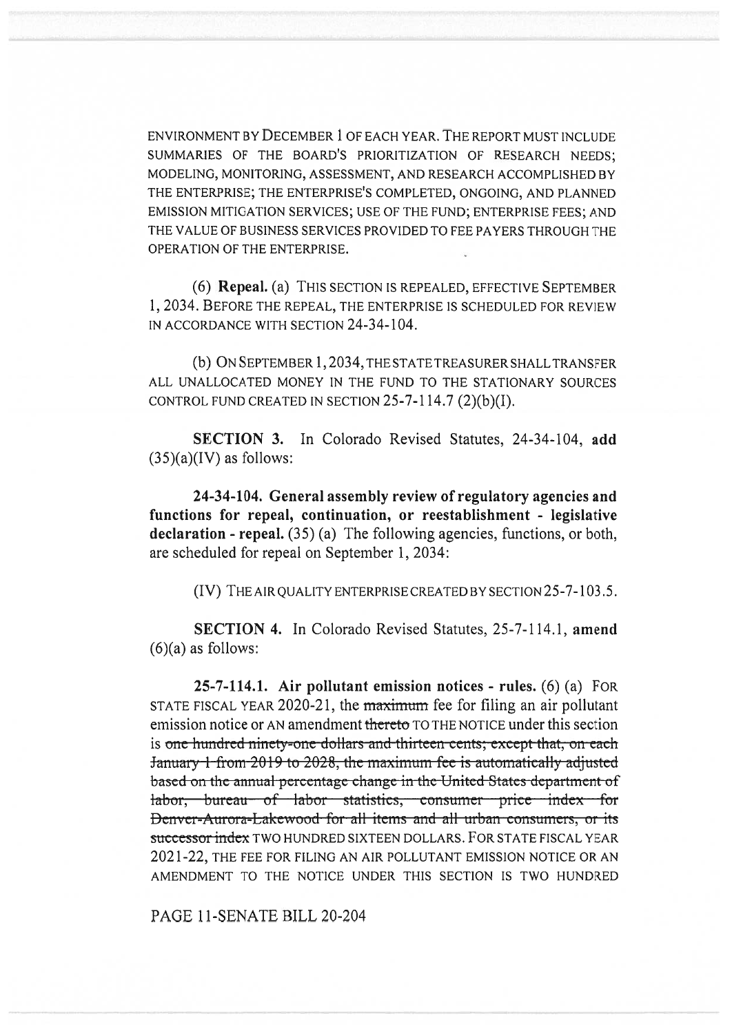ENVIRONMENT BY DECEMBER 1 OF EACH YEAR. THE REPORT MUST INCLUDE SUMMARIES OF THE BOARD'S PRIORITIZATION OF RESEARCH NEEDS; MODELING, MONITORING, ASSESSMENT, AND RESEARCH ACCOMPLISHED BY THE ENTERPRISE; THE ENTERPRISE'S COMPLETED, ONGOING, AND PLANNED EMISSION MITIGATION SERVICES; USE OF THE FUND; ENTERPRISE FEES; AND THE VALUE OF BUSINESS SERVICES PROVIDED TO FEE PAYERS THROUGH THE OPERATION OF THE ENTERPRISE.

(6) **Repeal.** (a) THIS SECTION IS REPEALED, EFFECTIVE SEPTEMBER 1, 2034. BEFORE THE REPEAL, THE ENTERPRISE IS SCHEDULED FOR REVIEW IN ACCORDANCE WITH SECTION 24-34-104.

(b) ON SEPTEMBER 1, 2034, THE STATE TREASURER SHALL TRANSFER ALL UNALLOCATED MONEY IN THE FUND TO THE STATIONARY SOURCES CONTROL FUND CREATED IN SECTION 25-7-114.7 (2)(b)(I).

**SECTION 3.** In Colorado Revised Statutes, 24-34-104, **add** (35)(a)(IV) as follows:

**24-34-104. General assembly review of regulatory agencies and functions for repeal, continuation, or reestablishment - legislative declaration - repeal.** (35) (a) The following agencies, functions, or both, are scheduled for repeal on September 1, 2034:

(IV) THE AIR QUALITY ENTERPRISE CREATED BY SECTION 25-7-103.5.

**SECTION 4.** In Colorado Revised Statutes, 25-7-114.1, **amend** (6)(a) as follows:

**25-7-114.1. Air pollutant emission notices - rules.** (6) (a) FOR STATE FISCAL YEAR 2020-21, the ~~maximum~~ fee for filing an air pollutant emission notice or AN amendment ~~thereto~~ TO THE NOTICE under this section is ~~one hundred ninety-one dollars and thirteen cents; except that, on each January 1 from 2019 to 2028, the maximum fee is automatically adjusted based on the annual percentage change in the United States department of labor, bureau of labor statistics, consumer price index for Denver-Aurora-Lakewood for all items and all urban consumers, or its successor index~~ TWO HUNDRED SIXTEEN DOLLARS. FOR STATE FISCAL YEAR 2021-22, THE FEE FOR FILING AN AIR POLLUTANT EMISSION NOTICE OR AN AMENDMENT TO THE NOTICE UNDER THIS SECTION IS TWO HUNDRED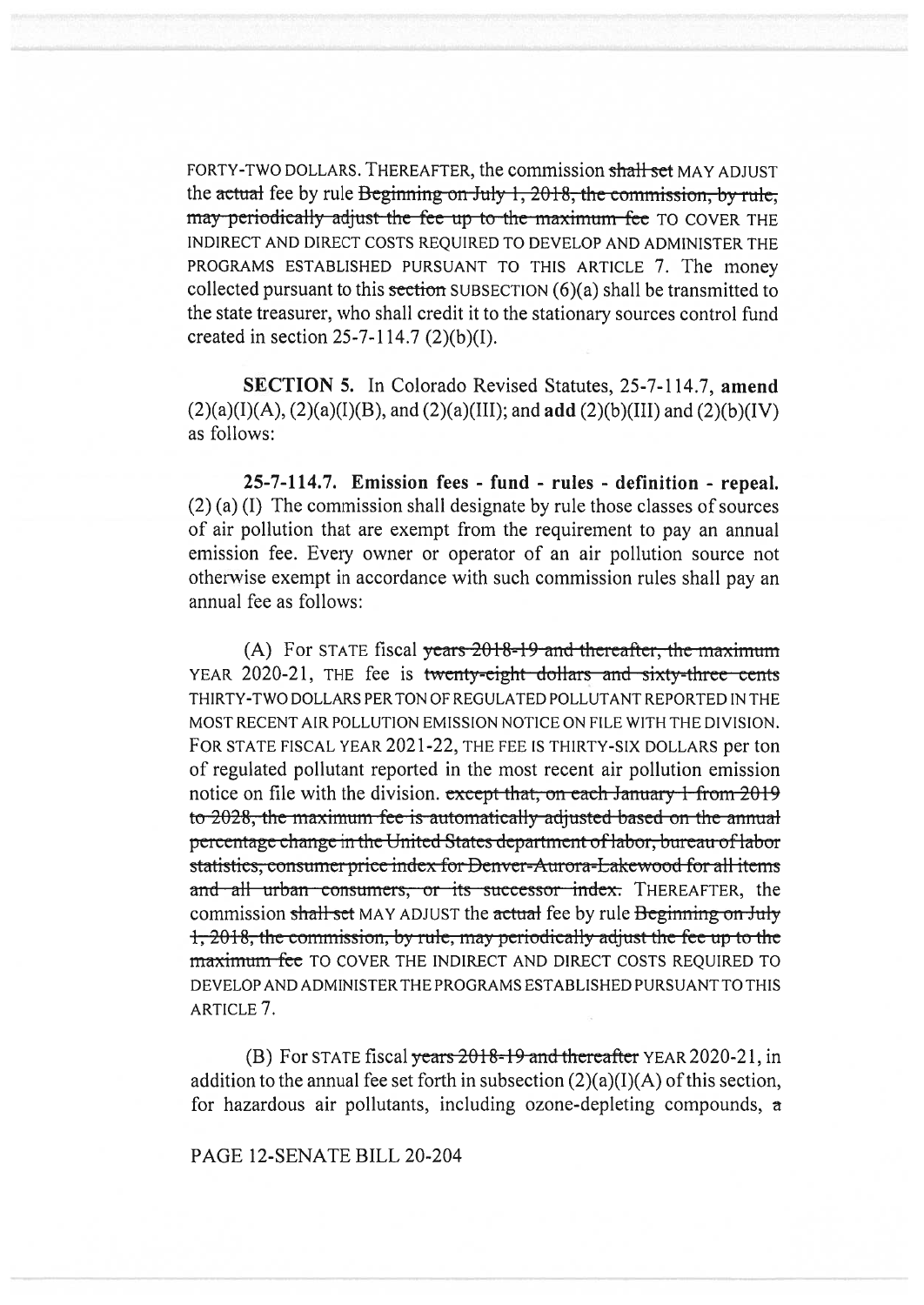FORTY-TWO DOLLARS. THEREAFTER, the commission ~~shall set~~ MAY ADJUST the ~~actual~~ fee by rule ~~Beginning on July 1, 2018, the commission, by rule, may periodically adjust the fee up to the maximum fee~~ TO COVER THE INDIRECT AND DIRECT COSTS REQUIRED TO DEVELOP AND ADMINISTER THE PROGRAMS ESTABLISHED PURSUANT TO THIS ARTICLE 7. The money collected pursuant to this ~~section~~ SUBSECTION (6)(a) shall be transmitted to the state treasurer, who shall credit it to the stationary sources control fund created in section 25-7-114.7 (2)(b)(I).

**SECTION 5.** In Colorado Revised Statutes, 25-7-114.7, **amend** (2)(a)(I)(A), (2)(a)(I)(B), and (2)(a)(III); and **add** (2)(b)(III) and (2)(b)(IV) as follows:

**25-7-114.7. Emission fees - fund - rules - definition - repeal.** (2) (a) (I) The commission shall designate by rule those classes of sources of air pollution that are exempt from the requirement to pay an annual emission fee. Every owner or operator of an air pollution source not otherwise exempt in accordance with such commission rules shall pay an annual fee as follows:

(A) For STATE fiscal ~~years 2018-19 and thereafter, the maximum~~ YEAR 2020-21, THE fee is ~~twenty-eight dollars and sixty-three cents~~ THIRTY-TWO DOLLARS PER TON OF REGULATED POLLUTANT REPORTED IN THE MOST RECENT AIR POLLUTION EMISSION NOTICE ON FILE WITH THE DIVISION. FOR STATE FISCAL YEAR 2021-22, THE FEE IS THIRTY-SIX DOLLARS per ton of regulated pollutant reported in the most recent air pollution emission notice on file with the division. ~~except that, on each January 1 from 2019 to 2028, the maximum fee is automatically adjusted based on the annual percentage change in the United States department of labor, bureau of labor statistics, consumer price index for Denver-Aurora-Lakewood for all items and all urban consumers, or its successor index.~~ THEREAFTER, the commission ~~shall set~~ MAY ADJUST the ~~actual~~ fee by rule ~~Beginning on July 1, 2018, the commission, by rule, may periodically adjust the fee up to the maximum fee~~ TO COVER THE INDIRECT AND DIRECT COSTS REQUIRED TO DEVELOP AND ADMINISTER THE PROGRAMS ESTABLISHED PURSUANT TO THIS ARTICLE 7.

(B) For STATE fiscal ~~years 2018-19 and thereafter~~ YEAR 2020-21, in addition to the annual fee set forth in subsection (2)(a)(I)(A) of this section, for hazardous air pollutants, including ozone-depleting compounds, ~~a~~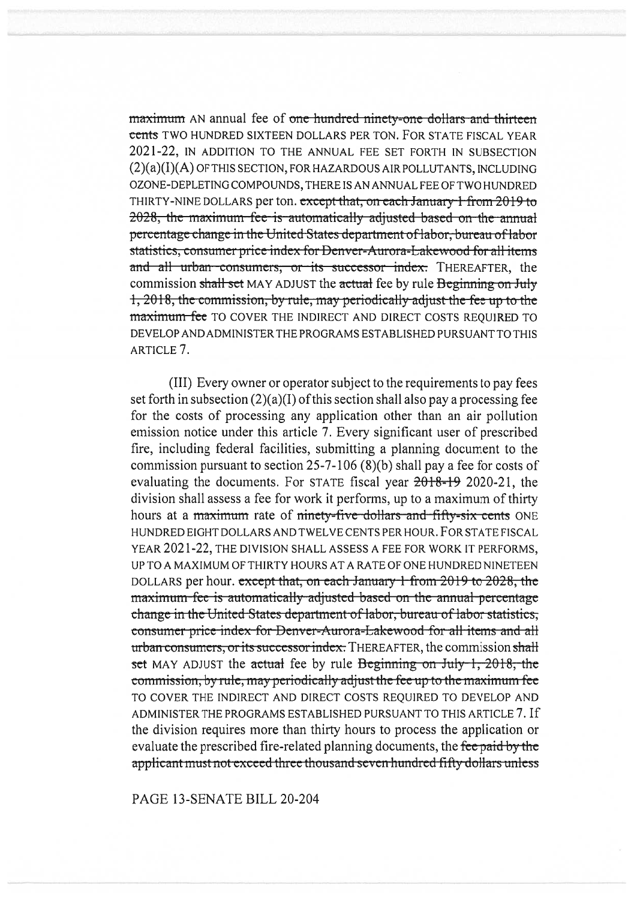maximum AN annual fee of ~~one hundred ninety-one dollars and thirteen cents~~ TWO HUNDRED SIXTEEN DOLLARS PER TON. FOR STATE FISCAL YEAR 2021-22, IN ADDITION TO THE ANNUAL FEE SET FORTH IN SUBSECTION (2)(a)(I)(A) OF THIS SECTION, FOR HAZARDOUS AIR POLLUTANTS, INCLUDING OZONE-DEPLETING COMPOUNDS, THERE IS AN ANNUAL FEE OF TWO HUNDRED THIRTY-NINE DOLLARS per ton. ~~except that, on each January 1 from 2019 to 2028, the maximum fee is automatically adjusted based on the annual percentage change in the United States department of labor, bureau of labor statistics, consumer price index for Denver-Aurora-Lakewood for all items and all urban consumers, or its successor index.~~ THEREAFTER, the commission ~~shall set~~ MAY ADJUST the ~~actual~~ fee by rule ~~Beginning on July 1, 2018, the commission, by rule, may periodically adjust the fee up to the maximum fee~~ TO COVER THE INDIRECT AND DIRECT COSTS REQUIRED TO DEVELOP AND ADMINISTER THE PROGRAMS ESTABLISHED PURSUANT TO THIS ARTICLE 7.

(III) Every owner or operator subject to the requirements to pay fees set forth in subsection (2)(a)(I) of this section shall also pay a processing fee for the costs of processing any application other than an air pollution emission notice under this article 7. Every significant user of prescribed fire, including federal facilities, submitting a planning document to the commission pursuant to section 25-7-106 (8)(b) shall pay a fee for costs of evaluating the documents. For STATE fiscal year ~~2018-19~~ 2020-21, the division shall assess a fee for work it performs, up to a maximum of thirty hours at a ~~maximum~~ rate of ~~ninety-five dollars and fifty-six cents~~ ONE HUNDRED EIGHT DOLLARS AND TWELVE CENTS PER HOUR. FOR STATE FISCAL YEAR 2021-22, THE DIVISION SHALL ASSESS A FEE FOR WORK IT PERFORMS, UP TO A MAXIMUM OF THIRTY HOURS AT A RATE OF ONE HUNDRED NINETEEN DOLLARS per hour. ~~except that, on each January 1 from 2019 to 2028, the maximum fee is automatically adjusted based on the annual percentage change in the United States department of labor, bureau of labor statistics, consumer price index for Denver-Aurora-Lakewood for all items and all urban consumers, or its successor index.~~ THEREAFTER, the commission ~~shall set~~ MAY ADJUST the ~~actual~~ fee by rule ~~Beginning on July 1, 2018, the commission, by rule, may periodically adjust the fee up to the maximum fee~~ TO COVER THE INDIRECT AND DIRECT COSTS REQUIRED TO DEVELOP AND ADMINISTER THE PROGRAMS ESTABLISHED PURSUANT TO THIS ARTICLE 7. If the division requires more than thirty hours to process the application or evaluate the prescribed fire-related planning documents, the ~~fee paid by the applicant must not exceed three thousand seven hundred fifty dollars unless~~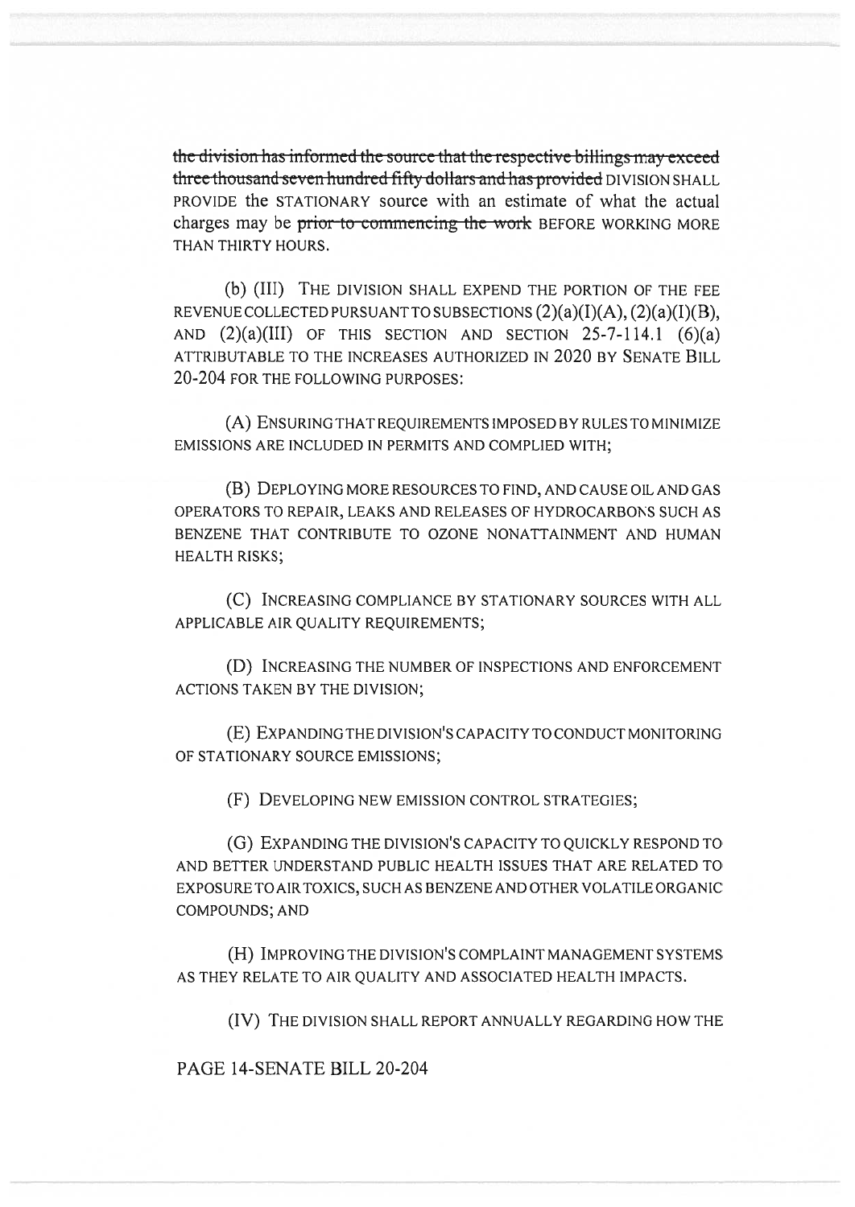~~the division has informed the source that the respective billings may exceed three thousand seven hundred fifty dollars and has provided~~ DIVISION SHALL PROVIDE the STATIONARY source with an estimate of what the actual charges may be ~~prior to commencing the work~~ BEFORE WORKING MORE THAN THIRTY HOURS.

(b) (III) THE DIVISION SHALL EXPEND THE PORTION OF THE FEE REVENUE COLLECTED PURSUANT TO SUBSECTIONS (2)(a)(I)(A), (2)(a)(I)(B), AND (2)(a)(III) OF THIS SECTION AND SECTION 25-7-114.1 (6)(a) ATTRIBUTABLE TO THE INCREASES AUTHORIZED IN 2020 BY SENATE BILL 20-204 FOR THE FOLLOWING PURPOSES:

(A) ENSURING THAT REQUIREMENTS IMPOSED BY RULES TO MINIMIZE EMISSIONS ARE INCLUDED IN PERMITS AND COMPLIED WITH;

(B) DEPLOYING MORE RESOURCES TO FIND, AND CAUSE OIL AND GAS OPERATORS TO REPAIR, LEAKS AND RELEASES OF HYDROCARBONS SUCH AS BENZENE THAT CONTRIBUTE TO OZONE NONATTAINMENT AND HUMAN HEALTH RISKS;

(C) INCREASING COMPLIANCE BY STATIONARY SOURCES WITH ALL APPLICABLE AIR QUALITY REQUIREMENTS;

(D) INCREASING THE NUMBER OF INSPECTIONS AND ENFORCEMENT ACTIONS TAKEN BY THE DIVISION;

(E) EXPANDING THE DIVISION'S CAPACITY TO CONDUCT MONITORING OF STATIONARY SOURCE EMISSIONS;

(F) DEVELOPING NEW EMISSION CONTROL STRATEGIES;

(G) EXPANDING THE DIVISION'S CAPACITY TO QUICKLY RESPOND TO AND BETTER UNDERSTAND PUBLIC HEALTH ISSUES THAT ARE RELATED TO EXPOSURE TO AIR TOXICS, SUCH AS BENZENE AND OTHER VOLATILE ORGANIC COMPOUNDS; AND

(H) IMPROVING THE DIVISION'S COMPLAINT MANAGEMENT SYSTEMS AS THEY RELATE TO AIR QUALITY AND ASSOCIATED HEALTH IMPACTS.

(IV) THE DIVISION SHALL REPORT ANNUALLY REGARDING HOW THE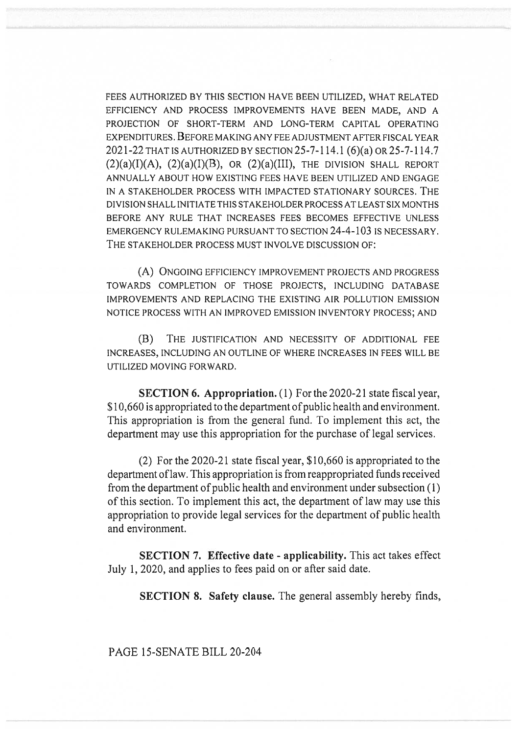FEES AUTHORIZED BY THIS SECTION HAVE BEEN UTILIZED, WHAT RELATED EFFICIENCY AND PROCESS IMPROVEMENTS HAVE BEEN MADE, AND A PROJECTION OF SHORT-TERM AND LONG-TERM CAPITAL OPERATING EXPENDITURES. BEFORE MAKING ANY FEE ADJUSTMENT AFTER FISCAL YEAR 2021-22 THAT IS AUTHORIZED BY SECTION 25-7-114.1 (6)(a) OR 25-7-114.7 (2)(a)(I)(A), (2)(a)(I)(B), OR (2)(a)(III), THE DIVISION SHALL REPORT ANNUALLY ABOUT HOW EXISTING FEES HAVE BEEN UTILIZED AND ENGAGE IN A STAKEHOLDER PROCESS WITH IMPACTED STATIONARY SOURCES. THE DIVISION SHALL INITIATE THIS STAKEHOLDER PROCESS AT LEAST SIX MONTHS BEFORE ANY RULE THAT INCREASES FEES BECOMES EFFECTIVE UNLESS EMERGENCY RULEMAKING PURSUANT TO SECTION 24-4-103 IS NECESSARY. THE STAKEHOLDER PROCESS MUST INVOLVE DISCUSSION OF:

(A) ONGOING EFFICIENCY IMPROVEMENT PROJECTS AND PROGRESS TOWARDS COMPLETION OF THOSE PROJECTS, INCLUDING DATABASE IMPROVEMENTS AND REPLACING THE EXISTING AIR POLLUTION EMISSION NOTICE PROCESS WITH AN IMPROVED EMISSION INVENTORY PROCESS; AND

(B) THE JUSTIFICATION AND NECESSITY OF ADDITIONAL FEE INCREASES, INCLUDING AN OUTLINE OF WHERE INCREASES IN FEES WILL BE UTILIZED MOVING FORWARD.

**SECTION 6. Appropriation.** (1) For the 2020-21 state fiscal year, $10,660 is appropriated to the department of public health and environment. This appropriation is from the general fund. To implement this act, the department may use this appropriation for the purchase of legal services.

(2) For the 2020-21 state fiscal year, $10,660 is appropriated to the department of law. This appropriation is from reappropriated funds received from the department of public health and environment under subsection (1) of this section. To implement this act, the department of law may use this appropriation to provide legal services for the department of public health and environment.

**SECTION 7. Effective date - applicability.** This act takes effect July 1, 2020, and applies to fees paid on or after said date.

**SECTION 8. Safety clause.** The general assembly hereby finds,

PAGE 15-SENATE BILL 20-204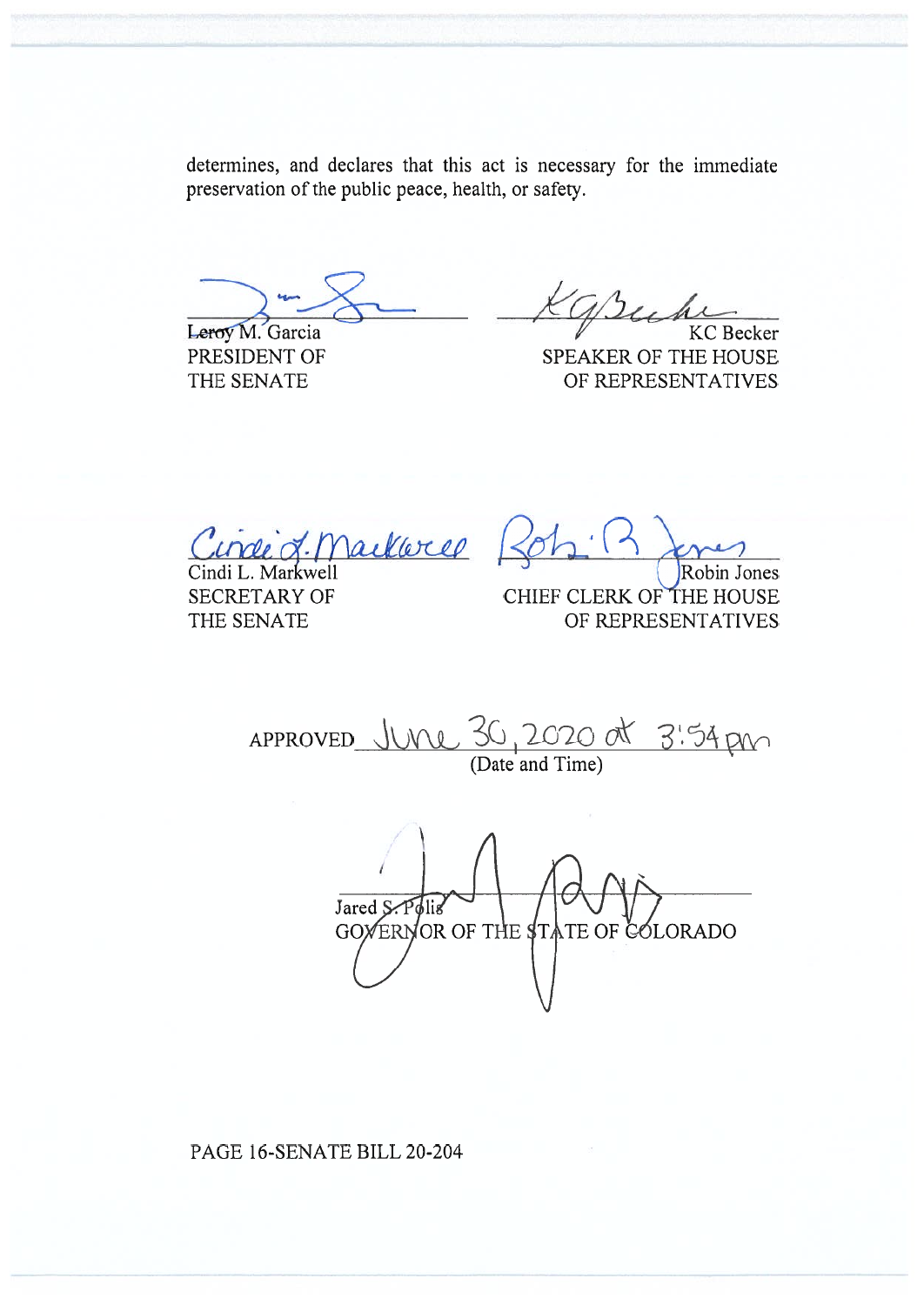determines, and declares that this act is necessary for the immediate preservation of the public peace, health, or safety.

Leroy M. Garcia
PRESIDENT OF
THE SENATE

KC Becker
SPEAKER OF THE HOUSE
OF REPRESENTATIVES

Cindi L. Markwell
SECRETARY OF
THE SENATE

Robin Jones
CHIEF CLERK OF THE HOUSE
OF REPRESENTATIVES

APPROVED June 30, 2020 at 3:54 pm
(Date and Time)

Jared S. Polis
GOVERNOR OF THE STATE OF COLORADO

PAGE 16-SENATE BILL 20-204